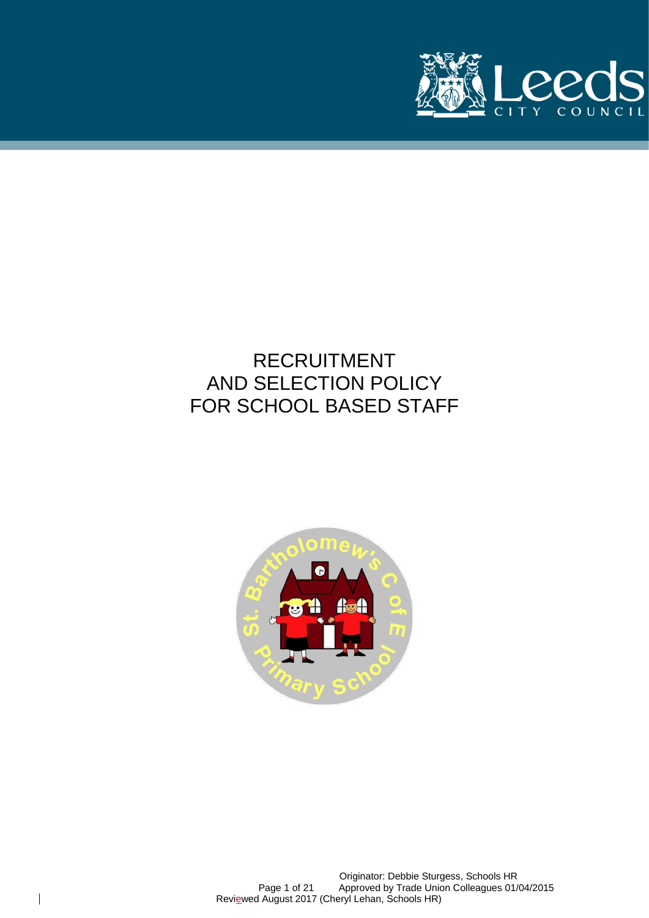# RECRUITMENT AND SELECTION POLICY FOR SCHOOL BASED STAFF

Originator: Debbie Sturgess, Schools HR
Approved by Trade Union Colleagues 01/04/2015
Reviewed August 2017 (Cheryl Lehan, Schools HR)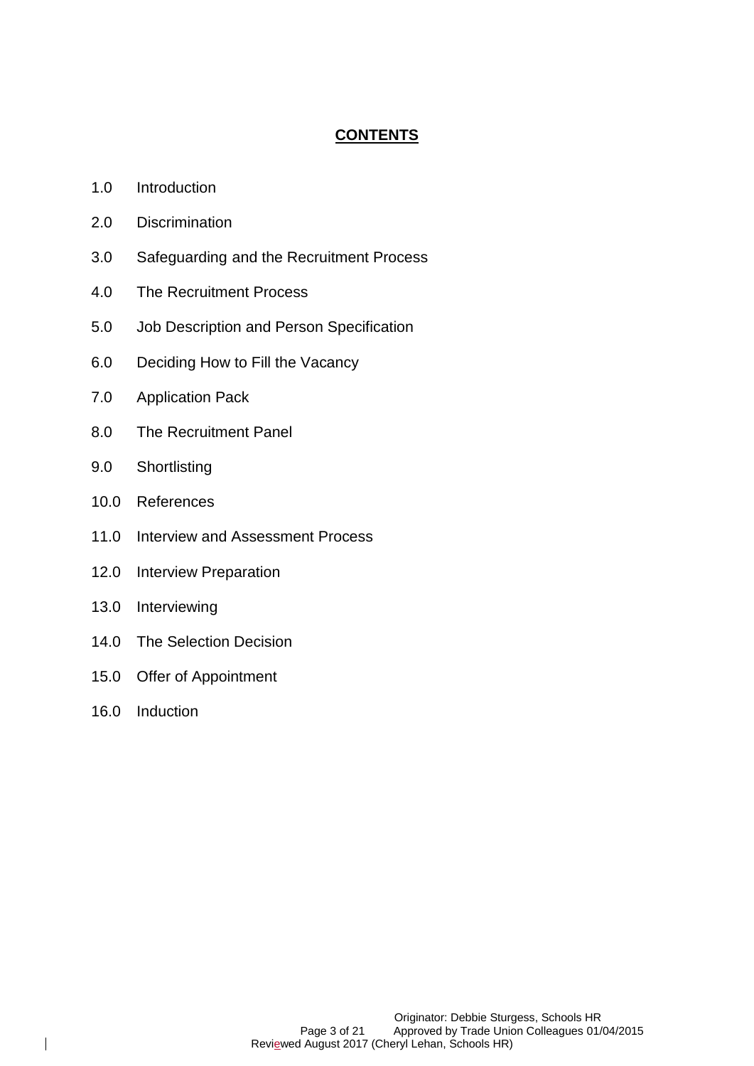# CONTENTS

1.0 Introduction

2.0 Discrimination

3.0 Safeguarding and the Recruitment Process

4.0 The Recruitment Process

5.0 Job Description and Person Specification

6.0 Deciding How to Fill the Vacancy

7.0 Application Pack

8.0 The Recruitment Panel

9.0 Shortlisting

10.0 References

11.0 Interview and Assessment Process

12.0 Interview Preparation

13.0 Interviewing

14.0 The Selection Decision

15.0 Offer of Appointment

16.0 Induction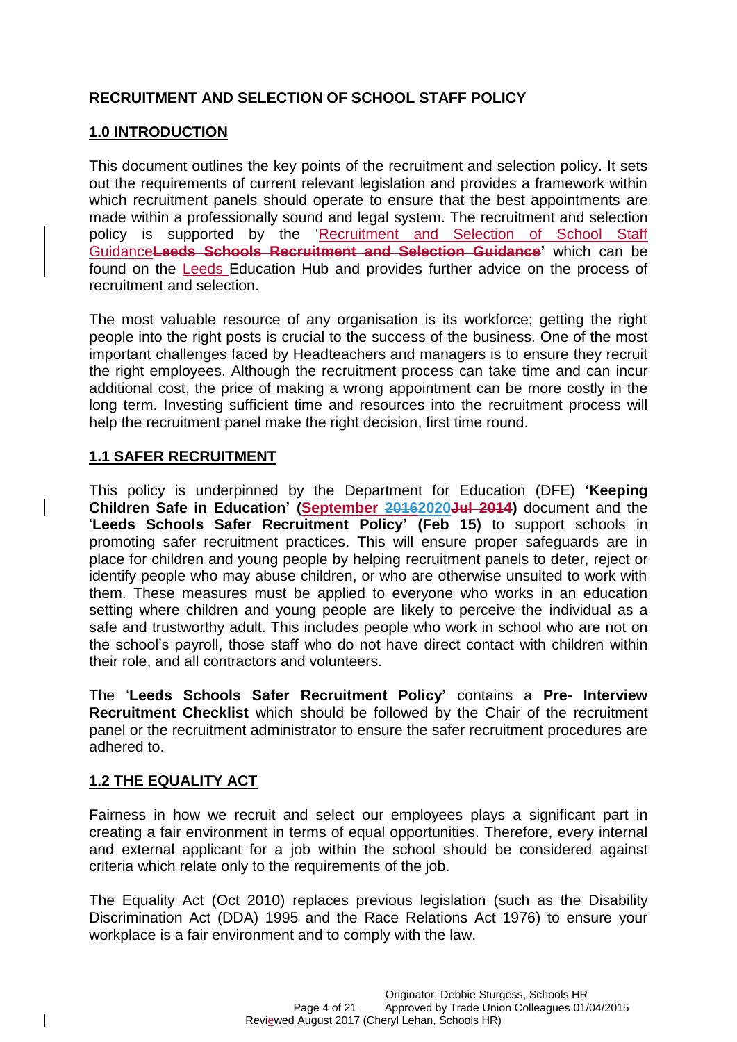**RECRUITMENT AND SELECTION OF SCHOOL STAFF POLICY**

## 1.0 INTRODUCTION

This document outlines the key points of the recruitment and selection policy. It sets out the requirements of current relevant legislation and provides a framework within which recruitment panels should operate to ensure that the best appointments are made within a professionally sound and legal system. The recruitment and selection policy is supported by the 'Recruitment and Selection of School Staff Guidance~~**Leeds Schools Recruitment and Selection Guidance**~~' which can be found on the Leeds Education Hub and provides further advice on the process of recruitment and selection.

The most valuable resource of any organisation is its workforce; getting the right people into the right posts is crucial to the success of the business. One of the most important challenges faced by Headteachers and managers is to ensure they recruit the right employees. Although the recruitment process can take time and can incur additional cost, the price of making a wrong appointment can be more costly in the long term. Investing sufficient time and resources into the recruitment process will help the recruitment panel make the right decision, first time round.

## 1.1 SAFER RECRUITMENT

This policy is underpinned by the Department for Education (DFE) **'Keeping Children Safe in Education' (September ~~2016~~2020~~Jul 2014~~)** document and the '**Leeds Schools Safer Recruitment Policy' (Feb 15)** to support schools in promoting safer recruitment practices. This will ensure proper safeguards are in place for children and young people by helping recruitment panels to deter, reject or identify people who may abuse children, or who are otherwise unsuited to work with them. These measures must be applied to everyone who works in an education setting where children and young people are likely to perceive the individual as a safe and trustworthy adult. This includes people who work in school who are not on the school's payroll, those staff who do not have direct contact with children within their role, and all contractors and volunteers.

The '**Leeds Schools Safer Recruitment Policy'** contains a **Pre- Interview Recruitment Checklist** which should be followed by the Chair of the recruitment panel or the recruitment administrator to ensure the safer recruitment procedures are adhered to.

## 1.2 THE EQUALITY ACT

Fairness in how we recruit and select our employees plays a significant part in creating a fair environment in terms of equal opportunities. Therefore, every internal and external applicant for a job within the school should be considered against criteria which relate only to the requirements of the job.

The Equality Act (Oct 2010) replaces previous legislation (such as the Disability Discrimination Act (DDA) 1995 and the Race Relations Act 1976) to ensure your workplace is a fair environment and to comply with the law.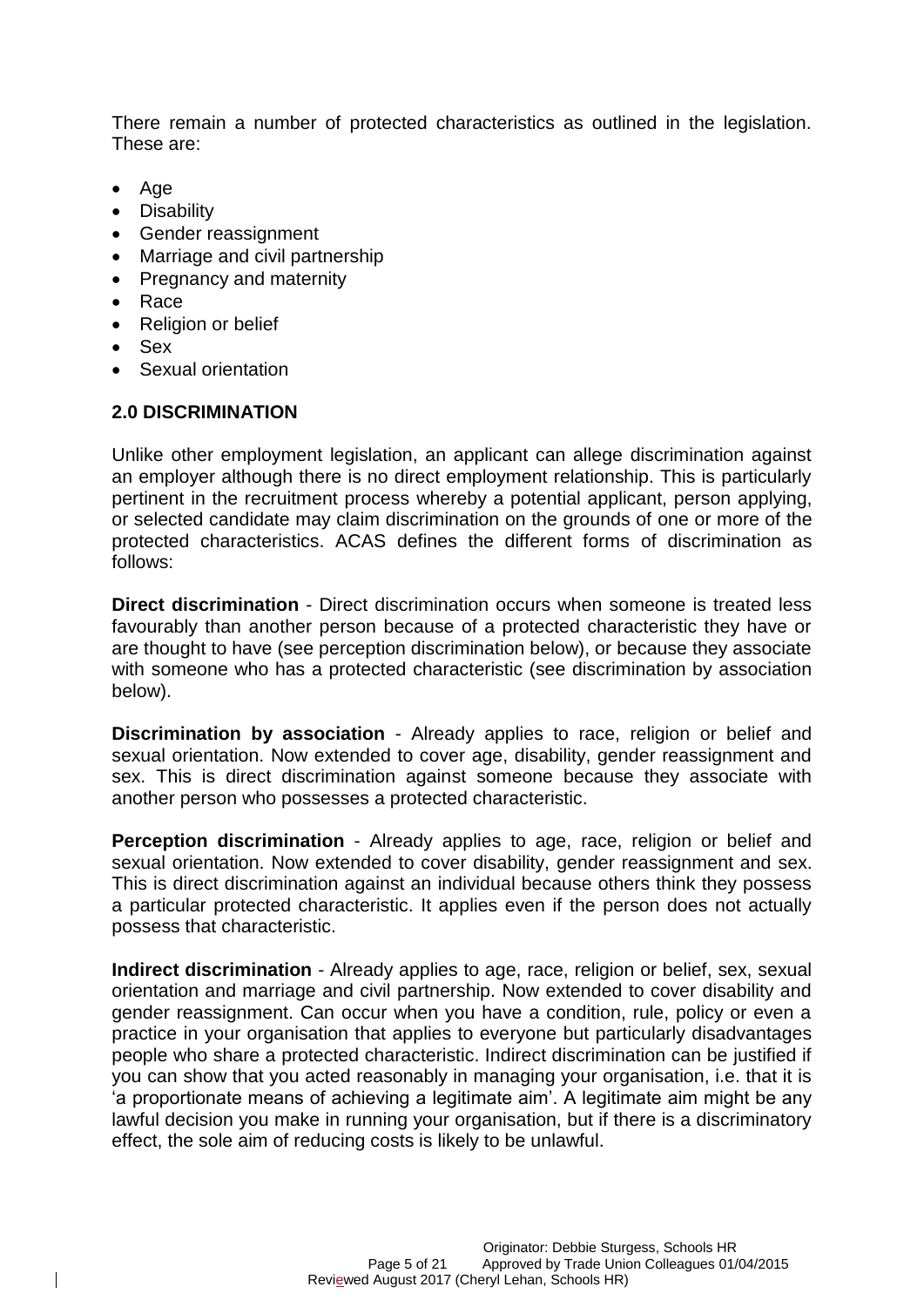There remain a number of protected characteristics as outlined in the legislation. These are:

- Age
- Disability
- Gender reassignment
- Marriage and civil partnership
- Pregnancy and maternity
- Race
- Religion or belief
- Sex
- Sexual orientation

## 2.0 DISCRIMINATION

Unlike other employment legislation, an applicant can allege discrimination against an employer although there is no direct employment relationship. This is particularly pertinent in the recruitment process whereby a potential applicant, person applying, or selected candidate may claim discrimination on the grounds of one or more of the protected characteristics. ACAS defines the different forms of discrimination as follows:

**Direct discrimination** - Direct discrimination occurs when someone is treated less favourably than another person because of a protected characteristic they have or are thought to have (see perception discrimination below), or because they associate with someone who has a protected characteristic (see discrimination by association below).

**Discrimination by association** - Already applies to race, religion or belief and sexual orientation. Now extended to cover age, disability, gender reassignment and sex. This is direct discrimination against someone because they associate with another person who possesses a protected characteristic.

**Perception discrimination** - Already applies to age, race, religion or belief and sexual orientation. Now extended to cover disability, gender reassignment and sex. This is direct discrimination against an individual because others think they possess a particular protected characteristic. It applies even if the person does not actually possess that characteristic.

**Indirect discrimination** - Already applies to age, race, religion or belief, sex, sexual orientation and marriage and civil partnership. Now extended to cover disability and gender reassignment. Can occur when you have a condition, rule, policy or even a practice in your organisation that applies to everyone but particularly disadvantages people who share a protected characteristic. Indirect discrimination can be justified if you can show that you acted reasonably in managing your organisation, i.e. that it is 'a proportionate means of achieving a legitimate aim'. A legitimate aim might be any lawful decision you make in running your organisation, but if there is a discriminatory effect, the sole aim of reducing costs is likely to be unlawful.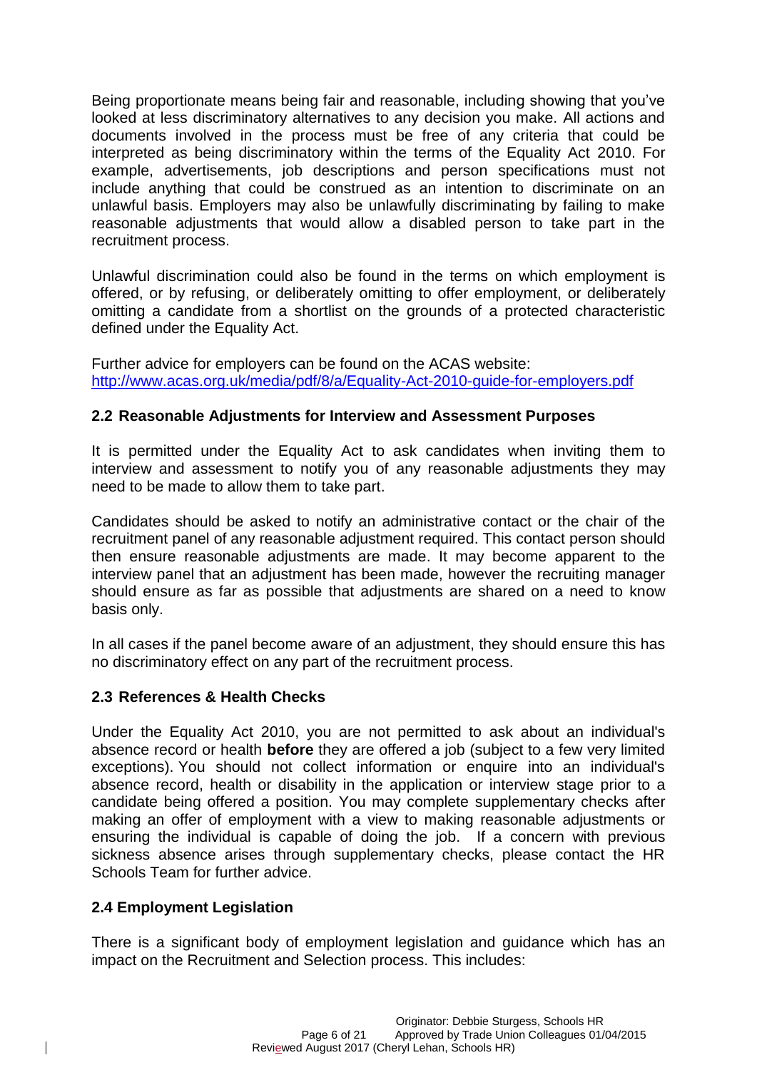Being proportionate means being fair and reasonable, including showing that you've looked at less discriminatory alternatives to any decision you make. All actions and documents involved in the process must be free of any criteria that could be interpreted as being discriminatory within the terms of the Equality Act 2010. For example, advertisements, job descriptions and person specifications must not include anything that could be construed as an intention to discriminate on an unlawful basis. Employers may also be unlawfully discriminating by failing to make reasonable adjustments that would allow a disabled person to take part in the recruitment process.

Unlawful discrimination could also be found in the terms on which employment is offered, or by refusing, or deliberately omitting to offer employment, or deliberately omitting a candidate from a shortlist on the grounds of a protected characteristic defined under the Equality Act.

Further advice for employers can be found on the ACAS website:
http://www.acas.org.uk/media/pdf/8/a/Equality-Act-2010-guide-for-employers.pdf

### 2.2 Reasonable Adjustments for Interview and Assessment Purposes

It is permitted under the Equality Act to ask candidates when inviting them to interview and assessment to notify you of any reasonable adjustments they may need to be made to allow them to take part.

Candidates should be asked to notify an administrative contact or the chair of the recruitment panel of any reasonable adjustment required. This contact person should then ensure reasonable adjustments are made. It may become apparent to the interview panel that an adjustment has been made, however the recruiting manager should ensure as far as possible that adjustments are shared on a need to know basis only.

In all cases if the panel become aware of an adjustment, they should ensure this has no discriminatory effect on any part of the recruitment process.

### 2.3 References & Health Checks

Under the Equality Act 2010, you are not permitted to ask about an individual's absence record or health **before** they are offered a job (subject to a few very limited exceptions). You should not collect information or enquire into an individual's absence record, health or disability in the application or interview stage prior to a candidate being offered a position. You may complete supplementary checks after making an offer of employment with a view to making reasonable adjustments or ensuring the individual is capable of doing the job. If a concern with previous sickness absence arises through supplementary checks, please contact the HR Schools Team for further advice.

### 2.4 Employment Legislation

There is a significant body of employment legislation and guidance which has an impact on the Recruitment and Selection process. This includes: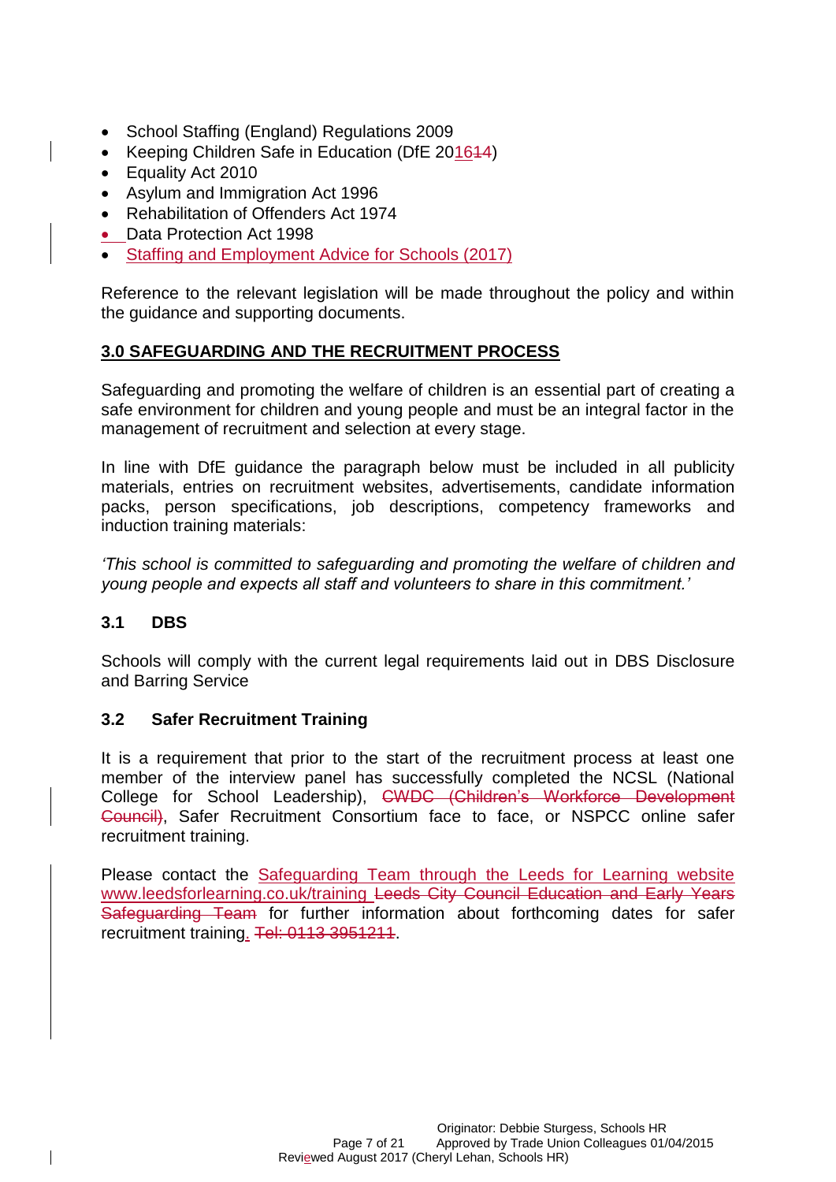- School Staffing (England) Regulations 2009
- Keeping Children Safe in Education (DfE 2016~~14~~)
- Equality Act 2010
- Asylum and Immigration Act 1996
- Rehabilitation of Offenders Act 1974
- Data Protection Act 1998
- Staffing and Employment Advice for Schools (2017)

Reference to the relevant legislation will be made throughout the policy and within the guidance and supporting documents.

## 3.0 SAFEGUARDING AND THE RECRUITMENT PROCESS

Safeguarding and promoting the welfare of children is an essential part of creating a safe environment for children and young people and must be an integral factor in the management of recruitment and selection at every stage.

In line with DfE guidance the paragraph below must be included in all publicity materials, entries on recruitment websites, advertisements, candidate information packs, person specifications, job descriptions, competency frameworks and induction training materials:

*'This school is committed to safeguarding and promoting the welfare of children and young people and expects all staff and volunteers to share in this commitment.'*

### 3.1 DBS

Schools will comply with the current legal requirements laid out in DBS Disclosure and Barring Service

### 3.2 Safer Recruitment Training

It is a requirement that prior to the start of the recruitment process at least one member of the interview panel has successfully completed the NCSL (National College for School Leadership), ~~CWDC (Children's Workforce Development Council)~~, Safer Recruitment Consortium face to face, or NSPCC online safer recruitment training.

Please contact the Safeguarding Team through the Leeds for Learning website www.leedsforlearning.co.uk/training ~~Leeds City Council Education and Early Years Safeguarding Team~~ for further information about forthcoming dates for safer recruitment training. ~~Tel: 0113 3951211~~.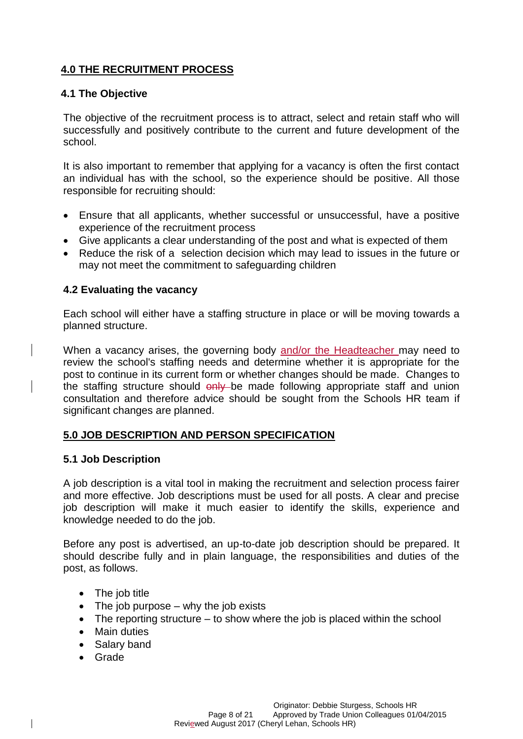## 4.0 THE RECRUITMENT PROCESS

### 4.1 The Objective

The objective of the recruitment process is to attract, select and retain staff who will successfully and positively contribute to the current and future development of the school.

It is also important to remember that applying for a vacancy is often the first contact an individual has with the school, so the experience should be positive. All those responsible for recruiting should:

- Ensure that all applicants, whether successful or unsuccessful, have a positive experience of the recruitment process
- Give applicants a clear understanding of the post and what is expected of them
- Reduce the risk of a selection decision which may lead to issues in the future or may not meet the commitment to safeguarding children

### 4.2 Evaluating the vacancy

Each school will either have a staffing structure in place or will be moving towards a planned structure.

When a vacancy arises, the governing body and/or the Headteacher may need to review the school's staffing needs and determine whether it is appropriate for the post to continue in its current form or whether changes should be made. Changes to the staffing structure should ~~only~~ be made following appropriate staff and union consultation and therefore advice should be sought from the Schools HR team if significant changes are planned.

## 5.0 JOB DESCRIPTION AND PERSON SPECIFICATION

### 5.1 Job Description

A job description is a vital tool in making the recruitment and selection process fairer and more effective. Job descriptions must be used for all posts. A clear and precise job description will make it much easier to identify the skills, experience and knowledge needed to do the job.

Before any post is advertised, an up-to-date job description should be prepared. It should describe fully and in plain language, the responsibilities and duties of the post, as follows.

- The job title
- The job purpose – why the job exists
- The reporting structure – to show where the job is placed within the school
- Main duties
- Salary band
- Grade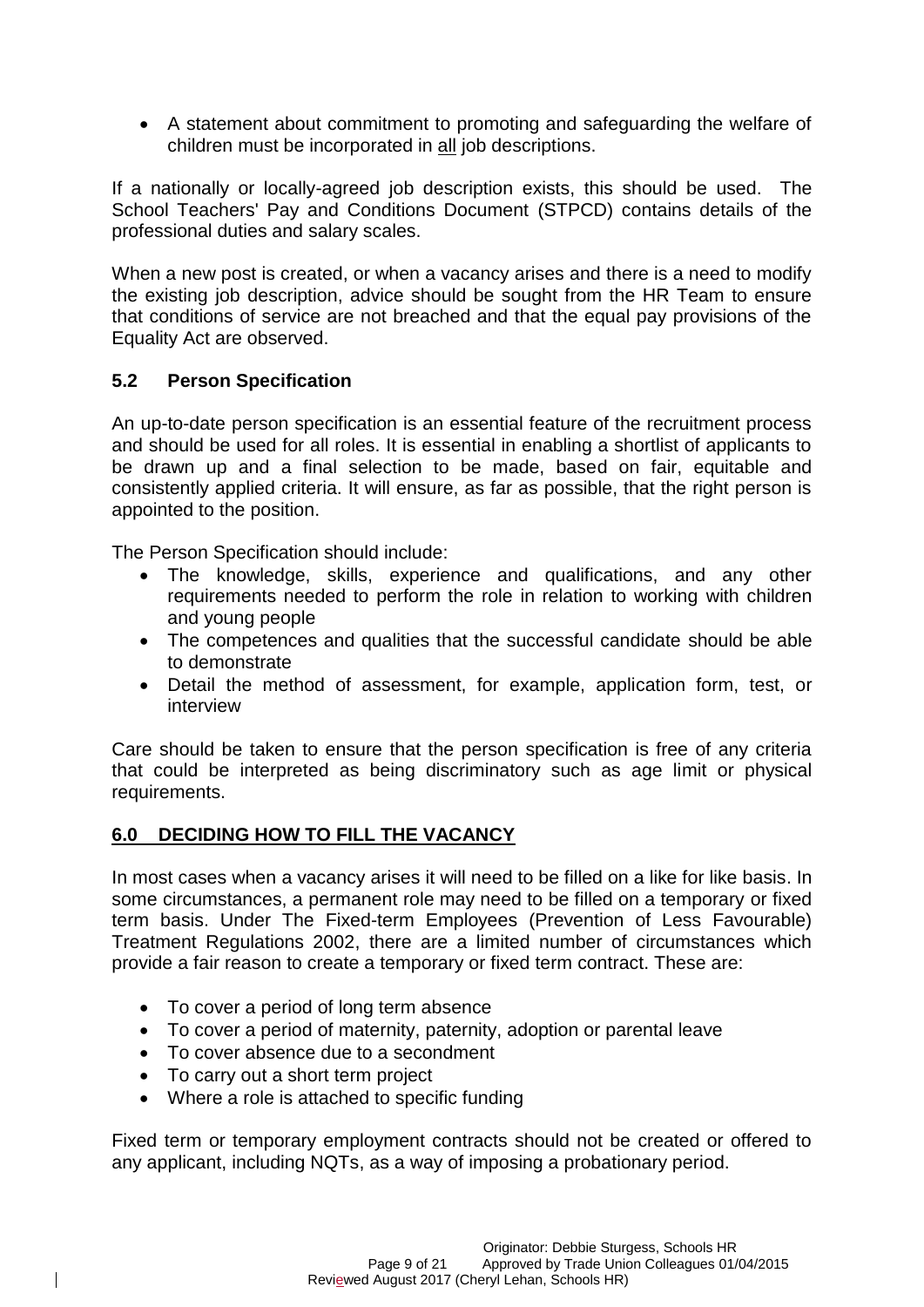- A statement about commitment to promoting and safeguarding the welfare of children must be incorporated in all job descriptions.

If a nationally or locally-agreed job description exists, this should be used. The School Teachers' Pay and Conditions Document (STPCD) contains details of the professional duties and salary scales.

When a new post is created, or when a vacancy arises and there is a need to modify the existing job description, advice should be sought from the HR Team to ensure that conditions of service are not breached and that the equal pay provisions of the Equality Act are observed.

### 5.2 Person Specification

An up-to-date person specification is an essential feature of the recruitment process and should be used for all roles. It is essential in enabling a shortlist of applicants to be drawn up and a final selection to be made, based on fair, equitable and consistently applied criteria. It will ensure, as far as possible, that the right person is appointed to the position.

The Person Specification should include:

- The knowledge, skills, experience and qualifications, and any other requirements needed to perform the role in relation to working with children and young people
- The competences and qualities that the successful candidate should be able to demonstrate
- Detail the method of assessment, for example, application form, test, or interview

Care should be taken to ensure that the person specification is free of any criteria that could be interpreted as being discriminatory such as age limit or physical requirements.

## 6.0 DECIDING HOW TO FILL THE VACANCY

In most cases when a vacancy arises it will need to be filled on a like for like basis. In some circumstances, a permanent role may need to be filled on a temporary or fixed term basis. Under The Fixed-term Employees (Prevention of Less Favourable) Treatment Regulations 2002, there are a limited number of circumstances which provide a fair reason to create a temporary or fixed term contract. These are:

- To cover a period of long term absence
- To cover a period of maternity, paternity, adoption or parental leave
- To cover absence due to a secondment
- To carry out a short term project
- Where a role is attached to specific funding

Fixed term or temporary employment contracts should not be created or offered to any applicant, including NQTs, as a way of imposing a probationary period.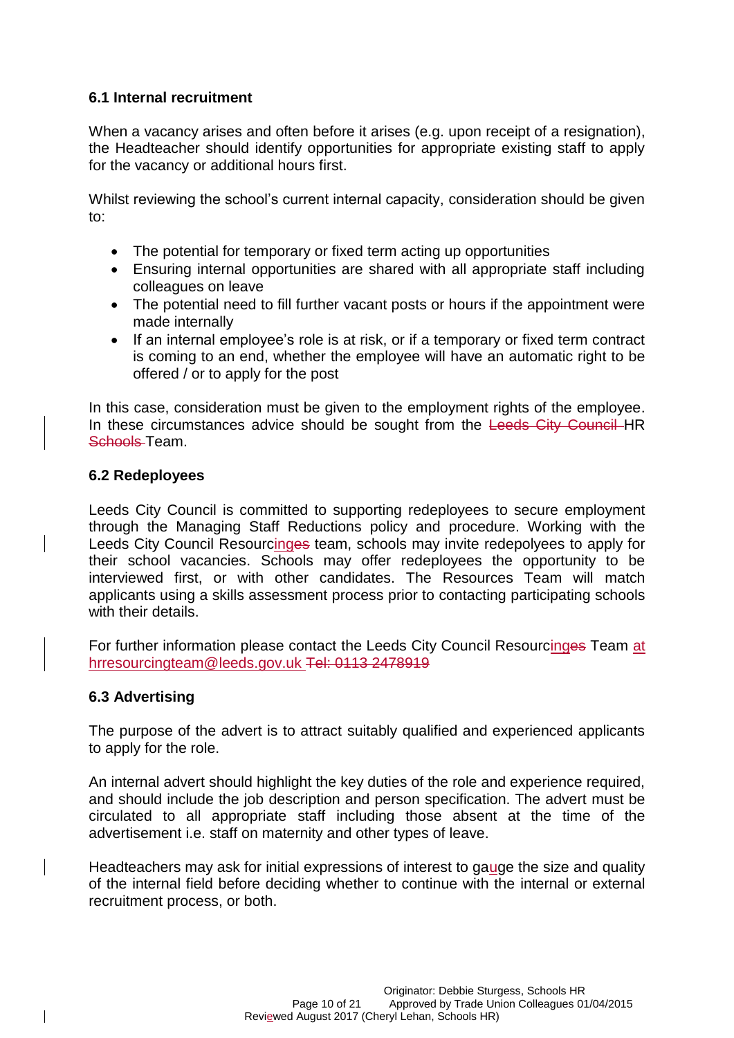### 6.1 Internal recruitment

When a vacancy arises and often before it arises (e.g. upon receipt of a resignation), the Headteacher should identify opportunities for appropriate existing staff to apply for the vacancy or additional hours first.

Whilst reviewing the school's current internal capacity, consideration should be given to:

- The potential for temporary or fixed term acting up opportunities
- Ensuring internal opportunities are shared with all appropriate staff including colleagues on leave
- The potential need to fill further vacant posts or hours if the appointment were made internally
- If an internal employee's role is at risk, or if a temporary or fixed term contract is coming to an end, whether the employee will have an automatic right to be offered / or to apply for the post

In this case, consideration must be given to the employment rights of the employee. In these circumstances advice should be sought from the ~~Leeds City Council~~ HR ~~Schools~~ Team.

### 6.2 Redeployees

Leeds City Council is committed to supporting redeployees to secure employment through the Managing Staff Reductions policy and procedure. Working with the Leeds City Council Resourcing~~es~~ team, schools may invite redepolyees to apply for their school vacancies. Schools may offer redeployees the opportunity to be interviewed first, or with other candidates. The Resources Team will match applicants using a skills assessment process prior to contacting participating schools with their details.

For further information please contact the Leeds City Council Resourcing~~es~~ Team at hrresourcingteam@leeds.gov.uk ~~Tel: 0113 2478919~~

### 6.3 Advertising

The purpose of the advert is to attract suitably qualified and experienced applicants to apply for the role.

An internal advert should highlight the key duties of the role and experience required, and should include the job description and person specification. The advert must be circulated to all appropriate staff including those absent at the time of the advertisement i.e. staff on maternity and other types of leave.

Headteachers may ask for initial expressions of interest to gauge the size and quality of the internal field before deciding whether to continue with the internal or external recruitment process, or both.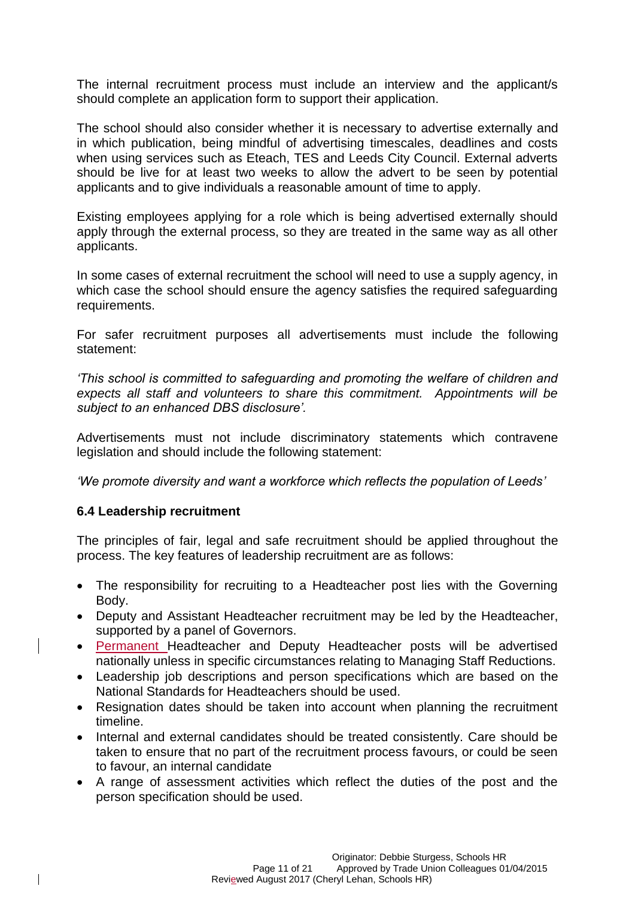The internal recruitment process must include an interview and the applicant/s should complete an application form to support their application.

The school should also consider whether it is necessary to advertise externally and in which publication, being mindful of advertising timescales, deadlines and costs when using services such as Eteach, TES and Leeds City Council. External adverts should be live for at least two weeks to allow the advert to be seen by potential applicants and to give individuals a reasonable amount of time to apply.

Existing employees applying for a role which is being advertised externally should apply through the external process, so they are treated in the same way as all other applicants.

In some cases of external recruitment the school will need to use a supply agency, in which case the school should ensure the agency satisfies the required safeguarding requirements.

For safer recruitment purposes all advertisements must include the following statement:

*'This school is committed to safeguarding and promoting the welfare of children and expects all staff and volunteers to share this commitment. Appointments will be subject to an enhanced DBS disclosure'.*

Advertisements must not include discriminatory statements which contravene legislation and should include the following statement:

*'We promote diversity and want a workforce which reflects the population of Leeds'*

### 6.4 Leadership recruitment

The principles of fair, legal and safe recruitment should be applied throughout the process. The key features of leadership recruitment are as follows:

- The responsibility for recruiting to a Headteacher post lies with the Governing Body.
- Deputy and Assistant Headteacher recruitment may be led by the Headteacher, supported by a panel of Governors.
- Permanent Headteacher and Deputy Headteacher posts will be advertised nationally unless in specific circumstances relating to Managing Staff Reductions.
- Leadership job descriptions and person specifications which are based on the National Standards for Headteachers should be used.
- Resignation dates should be taken into account when planning the recruitment timeline.
- Internal and external candidates should be treated consistently. Care should be taken to ensure that no part of the recruitment process favours, or could be seen to favour, an internal candidate
- A range of assessment activities which reflect the duties of the post and the person specification should be used.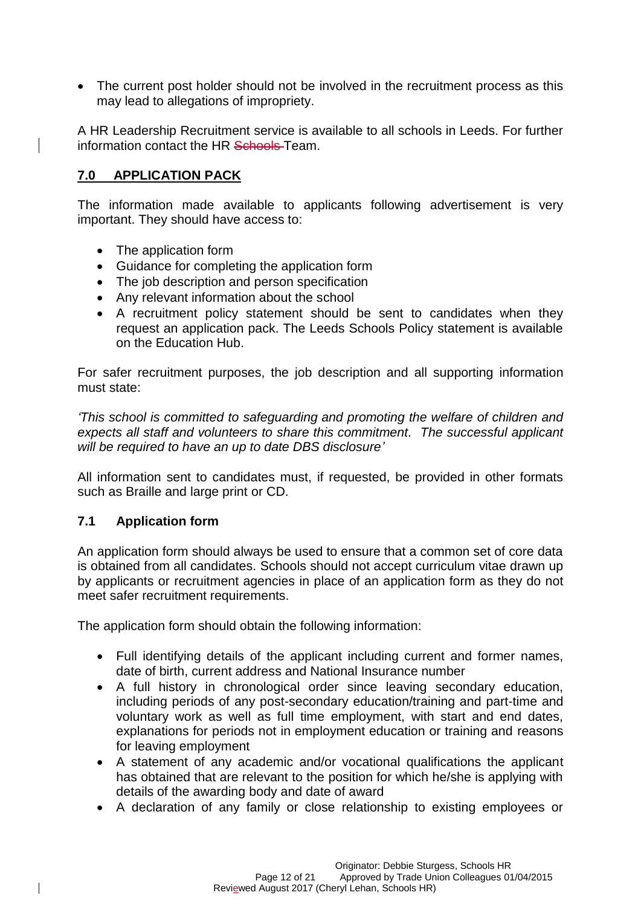- The current post holder should not be involved in the recruitment process as this may lead to allegations of impropriety.

A HR Leadership Recruitment service is available to all schools in Leeds. For further information contact the HR ~~Schools~~ Team.

## **7.0 APPLICATION PACK**

The information made available to applicants following advertisement is very important. They should have access to:

- The application form
- Guidance for completing the application form
- The job description and person specification
- Any relevant information about the school
- A recruitment policy statement should be sent to candidates when they request an application pack. The Leeds Schools Policy statement is available on the Education Hub.

For safer recruitment purposes, the job description and all supporting information must state:

*'This school is committed to safeguarding and promoting the welfare of children and expects all staff and volunteers to share this commitment. The successful applicant will be required to have an up to date DBS disclosure'*

All information sent to candidates must, if requested, be provided in other formats such as Braille and large print or CD.

### **7.1 Application form**

An application form should always be used to ensure that a common set of core data is obtained from all candidates. Schools should not accept curriculum vitae drawn up by applicants or recruitment agencies in place of an application form as they do not meet safer recruitment requirements.

The application form should obtain the following information:

- Full identifying details of the applicant including current and former names, date of birth, current address and National Insurance number
- A full history in chronological order since leaving secondary education, including periods of any post-secondary education/training and part-time and voluntary work as well as full time employment, with start and end dates, explanations for periods not in employment education or training and reasons for leaving employment
- A statement of any academic and/or vocational qualifications the applicant has obtained that are relevant to the position for which he/she is applying with details of the awarding body and date of award
- A declaration of any family or close relationship to existing employees or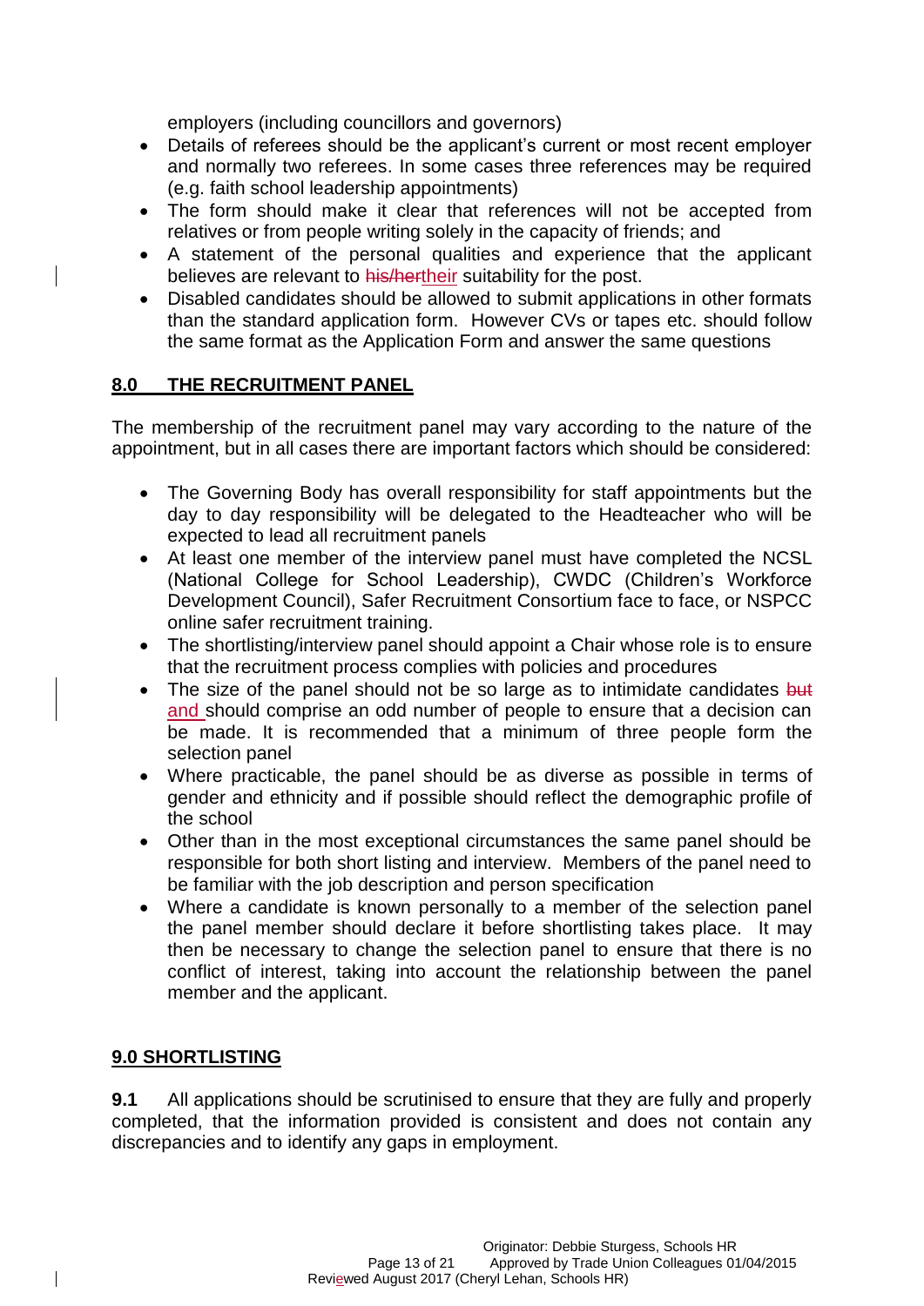employers (including councillors and governors)

- Details of referees should be the applicant's current or most recent employer and normally two referees. In some cases three references may be required (e.g. faith school leadership appointments)
- The form should make it clear that references will not be accepted from relatives or from people writing solely in the capacity of friends; and
- A statement of the personal qualities and experience that the applicant believes are relevant to ~~his/her~~their suitability for the post.
- Disabled candidates should be allowed to submit applications in other formats than the standard application form. However CVs or tapes etc. should follow the same format as the Application Form and answer the same questions

## 8.0 THE RECRUITMENT PANEL

The membership of the recruitment panel may vary according to the nature of the appointment, but in all cases there are important factors which should be considered:

- The Governing Body has overall responsibility for staff appointments but the day to day responsibility will be delegated to the Headteacher who will be expected to lead all recruitment panels
- At least one member of the interview panel must have completed the NCSL (National College for School Leadership), CWDC (Children's Workforce Development Council), Safer Recruitment Consortium face to face, or NSPCC online safer recruitment training.
- The shortlisting/interview panel should appoint a Chair whose role is to ensure that the recruitment process complies with policies and procedures
- The size of the panel should not be so large as to intimidate candidates ~~but~~ and should comprise an odd number of people to ensure that a decision can be made. It is recommended that a minimum of three people form the selection panel
- Where practicable, the panel should be as diverse as possible in terms of gender and ethnicity and if possible should reflect the demographic profile of the school
- Other than in the most exceptional circumstances the same panel should be responsible for both short listing and interview. Members of the panel need to be familiar with the job description and person specification
- Where a candidate is known personally to a member of the selection panel the panel member should declare it before shortlisting takes place. It may then be necessary to change the selection panel to ensure that there is no conflict of interest, taking into account the relationship between the panel member and the applicant.

## 9.0 SHORTLISTING

**9.1** All applications should be scrutinised to ensure that they are fully and properly completed, that the information provided is consistent and does not contain any discrepancies and to identify any gaps in employment.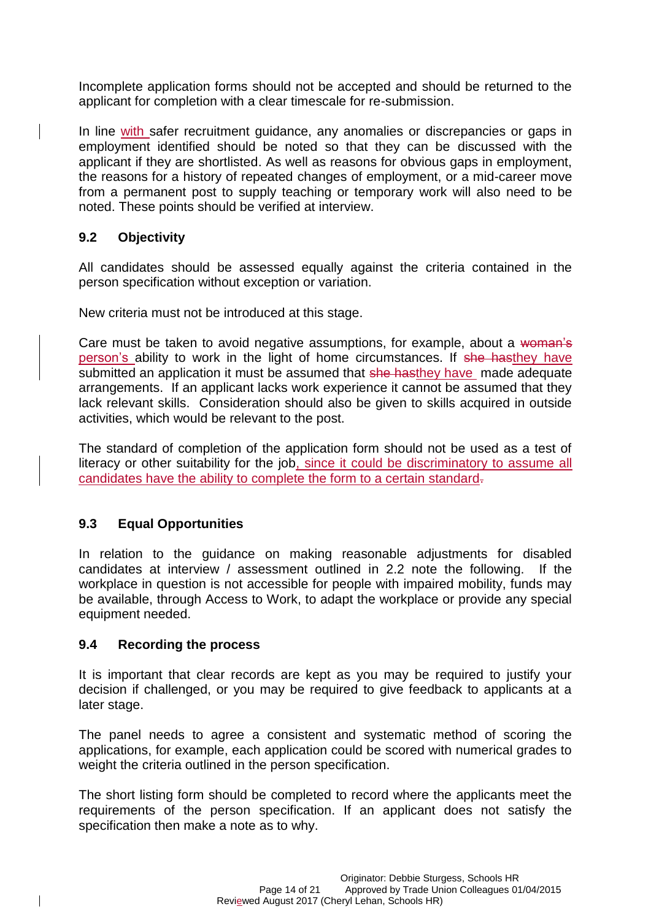Incomplete application forms should not be accepted and should be returned to the applicant for completion with a clear timescale for re-submission.

In line with safer recruitment guidance, any anomalies or discrepancies or gaps in employment identified should be noted so that they can be discussed with the applicant if they are shortlisted. As well as reasons for obvious gaps in employment, the reasons for a history of repeated changes of employment, or a mid-career move from a permanent post to supply teaching or temporary work will also need to be noted. These points should be verified at interview.

### 9.2 Objectivity

All candidates should be assessed equally against the criteria contained in the person specification without exception or variation.

New criteria must not be introduced at this stage.

Care must be taken to avoid negative assumptions, for example, about a ~~woman's~~ person's ability to work in the light of home circumstances. If ~~she has~~they have submitted an application it must be assumed that ~~she has~~they have made adequate arrangements. If an applicant lacks work experience it cannot be assumed that they lack relevant skills. Consideration should also be given to skills acquired in outside activities, which would be relevant to the post.

The standard of completion of the application form should not be used as a test of literacy or other suitability for the job, since it could be discriminatory to assume all candidates have the ability to complete the form to a certain standard~~.~~

### 9.3 Equal Opportunities

In relation to the guidance on making reasonable adjustments for disabled candidates at interview / assessment outlined in 2.2 note the following. If the workplace in question is not accessible for people with impaired mobility, funds may be available, through Access to Work, to adapt the workplace or provide any special equipment needed.

### 9.4 Recording the process

It is important that clear records are kept as you may be required to justify your decision if challenged, or you may be required to give feedback to applicants at a later stage.

The panel needs to agree a consistent and systematic method of scoring the applications, for example, each application could be scored with numerical grades to weight the criteria outlined in the person specification.

The short listing form should be completed to record where the applicants meet the requirements of the person specification. If an applicant does not satisfy the specification then make a note as to why.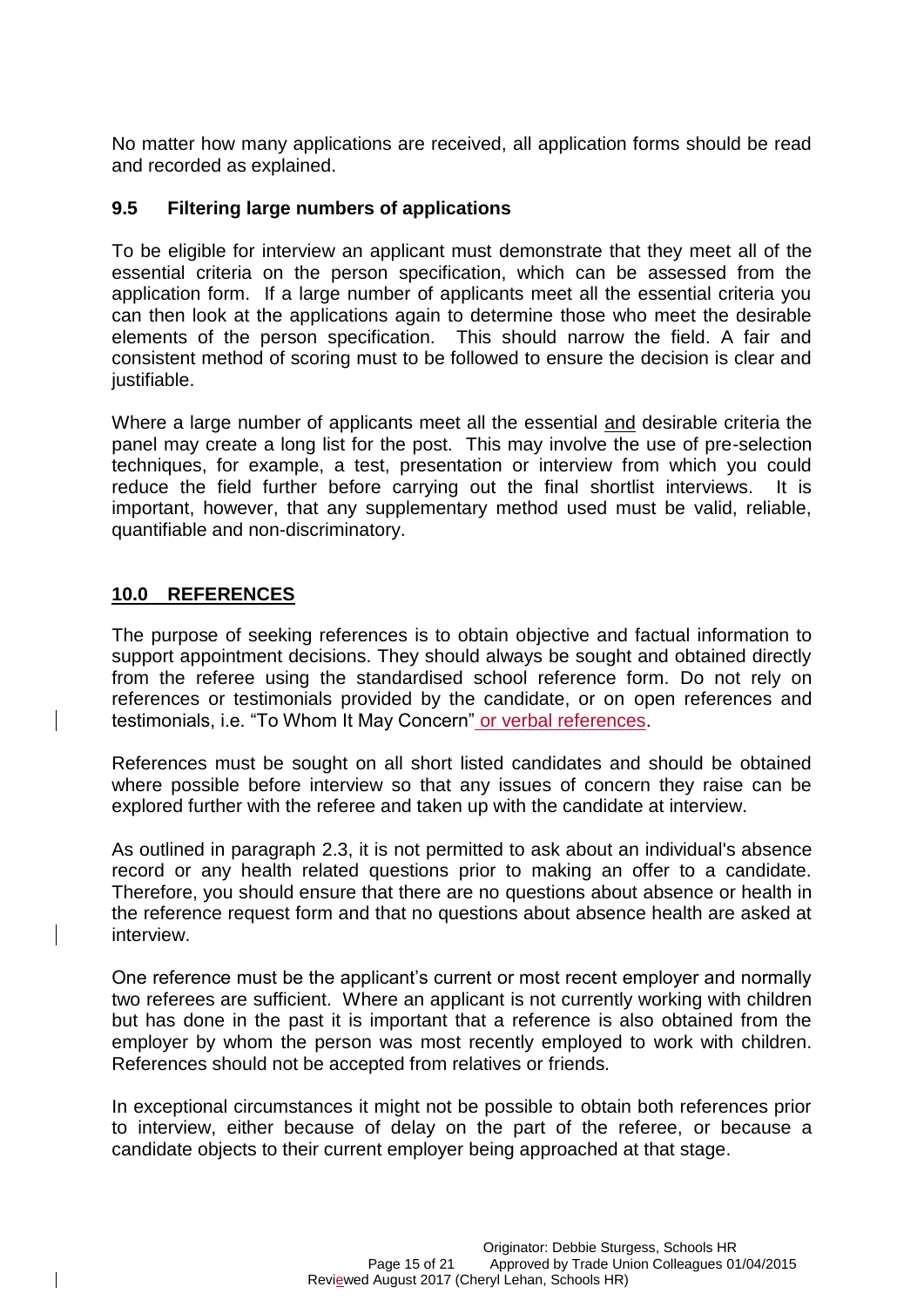No matter how many applications are received, all application forms should be read and recorded as explained.

### 9.5 Filtering large numbers of applications

To be eligible for interview an applicant must demonstrate that they meet all of the essential criteria on the person specification, which can be assessed from the application form. If a large number of applicants meet all the essential criteria you can then look at the applications again to determine those who meet the desirable elements of the person specification. This should narrow the field. A fair and consistent method of scoring must to be followed to ensure the decision is clear and justifiable.

Where a large number of applicants meet all the essential and desirable criteria the panel may create a long list for the post. This may involve the use of pre-selection techniques, for example, a test, presentation or interview from which you could reduce the field further before carrying out the final shortlist interviews. It is important, however, that any supplementary method used must be valid, reliable, quantifiable and non-discriminatory.

## 10.0 REFERENCES

The purpose of seeking references is to obtain objective and factual information to support appointment decisions. They should always be sought and obtained directly from the referee using the standardised school reference form. Do not rely on references or testimonials provided by the candidate, or on open references and testimonials, i.e. "To Whom It May Concern" or verbal references.

References must be sought on all short listed candidates and should be obtained where possible before interview so that any issues of concern they raise can be explored further with the referee and taken up with the candidate at interview.

As outlined in paragraph 2.3, it is not permitted to ask about an individual's absence record or any health related questions prior to making an offer to a candidate. Therefore, you should ensure that there are no questions about absence or health in the reference request form and that no questions about absence health are asked at interview.

One reference must be the applicant's current or most recent employer and normally two referees are sufficient. Where an applicant is not currently working with children but has done in the past it is important that a reference is also obtained from the employer by whom the person was most recently employed to work with children. References should not be accepted from relatives or friends.

In exceptional circumstances it might not be possible to obtain both references prior to interview, either because of delay on the part of the referee, or because a candidate objects to their current employer being approached at that stage.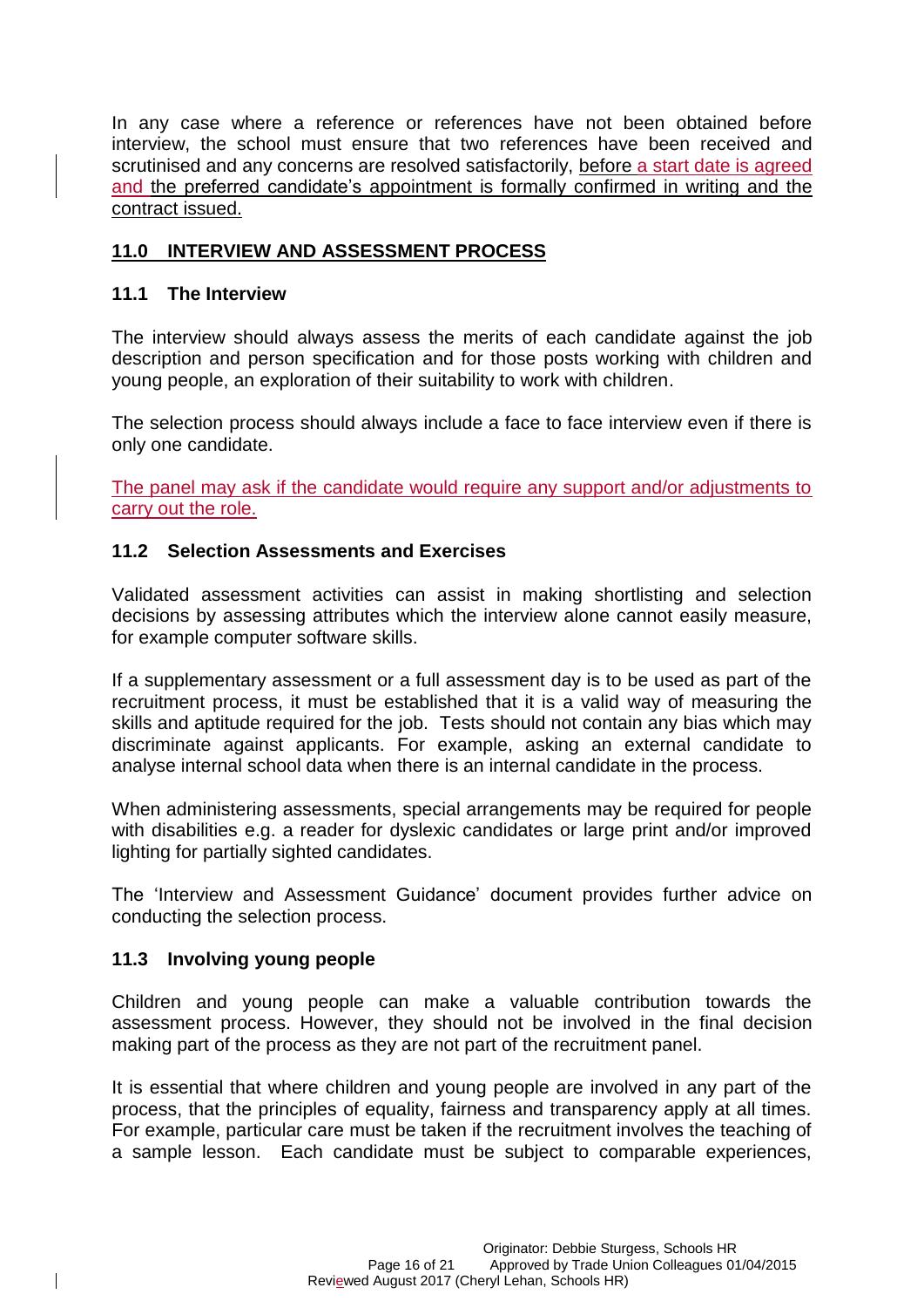In any case where a reference or references have not been obtained before interview, the school must ensure that two references have been received and scrutinised and any concerns are resolved satisfactorily, before a start date is agreed and the preferred candidate's appointment is formally confirmed in writing and the contract issued.

## 11.0 INTERVIEW AND ASSESSMENT PROCESS

### 11.1 The Interview

The interview should always assess the merits of each candidate against the job description and person specification and for those posts working with children and young people, an exploration of their suitability to work with children.

The selection process should always include a face to face interview even if there is only one candidate.

The panel may ask if the candidate would require any support and/or adjustments to carry out the role.

### 11.2 Selection Assessments and Exercises

Validated assessment activities can assist in making shortlisting and selection decisions by assessing attributes which the interview alone cannot easily measure, for example computer software skills.

If a supplementary assessment or a full assessment day is to be used as part of the recruitment process, it must be established that it is a valid way of measuring the skills and aptitude required for the job. Tests should not contain any bias which may discriminate against applicants. For example, asking an external candidate to analyse internal school data when there is an internal candidate in the process.

When administering assessments, special arrangements may be required for people with disabilities e.g. a reader for dyslexic candidates or large print and/or improved lighting for partially sighted candidates.

The 'Interview and Assessment Guidance' document provides further advice on conducting the selection process.

### 11.3 Involving young people

Children and young people can make a valuable contribution towards the assessment process. However, they should not be involved in the final decision making part of the process as they are not part of the recruitment panel.

It is essential that where children and young people are involved in any part of the process, that the principles of equality, fairness and transparency apply at all times. For example, particular care must be taken if the recruitment involves the teaching of a sample lesson. Each candidate must be subject to comparable experiences,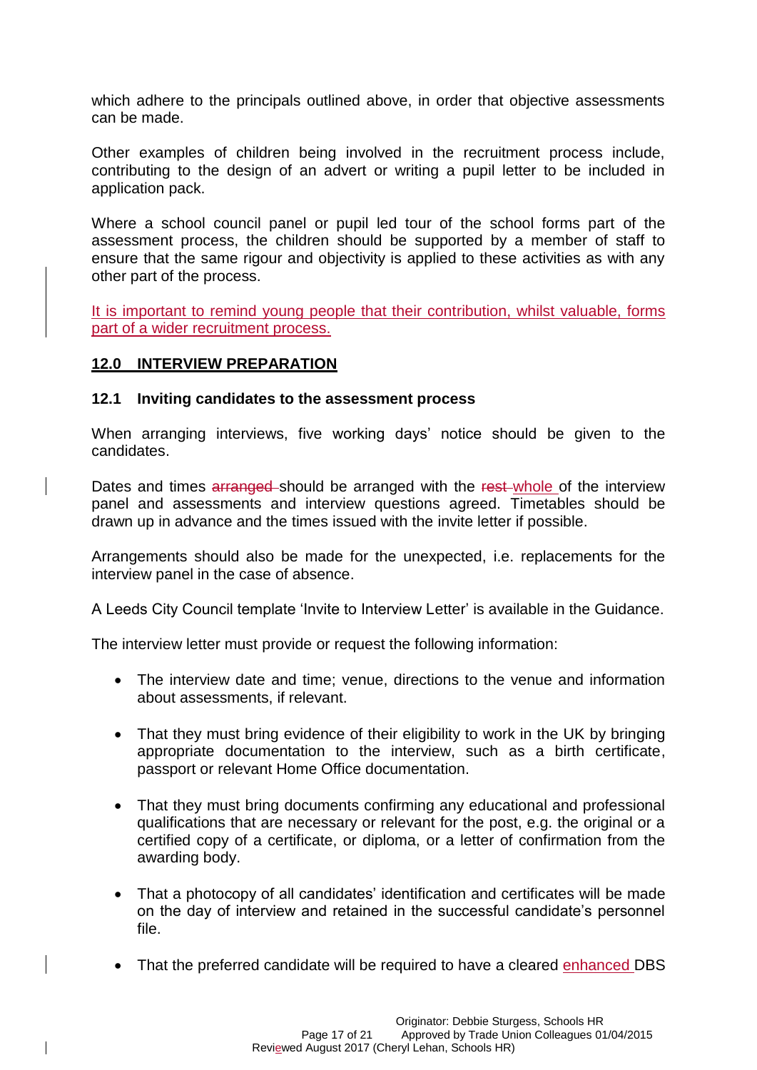which adhere to the principals outlined above, in order that objective assessments can be made.

Other examples of children being involved in the recruitment process include, contributing to the design of an advert or writing a pupil letter to be included in application pack.

Where a school council panel or pupil led tour of the school forms part of the assessment process, the children should be supported by a member of staff to ensure that the same rigour and objectivity is applied to these activities as with any other part of the process.

It is important to remind young people that their contribution, whilst valuable, forms part of a wider recruitment process.

## 12.0 INTERVIEW PREPARATION

### 12.1 Inviting candidates to the assessment process

When arranging interviews, five working days' notice should be given to the candidates.

Dates and times ~~arranged~~ should be arranged with the ~~rest~~ whole of the interview panel and assessments and interview questions agreed. Timetables should be drawn up in advance and the times issued with the invite letter if possible.

Arrangements should also be made for the unexpected, i.e. replacements for the interview panel in the case of absence.

A Leeds City Council template 'Invite to Interview Letter' is available in the Guidance.

The interview letter must provide or request the following information:

- The interview date and time; venue, directions to the venue and information about assessments, if relevant.
- That they must bring evidence of their eligibility to work in the UK by bringing appropriate documentation to the interview, such as a birth certificate, passport or relevant Home Office documentation.
- That they must bring documents confirming any educational and professional qualifications that are necessary or relevant for the post, e.g. the original or a certified copy of a certificate, or diploma, or a letter of confirmation from the awarding body.
- That a photocopy of all candidates' identification and certificates will be made on the day of interview and retained in the successful candidate's personnel file.
- That the preferred candidate will be required to have a cleared enhanced DBS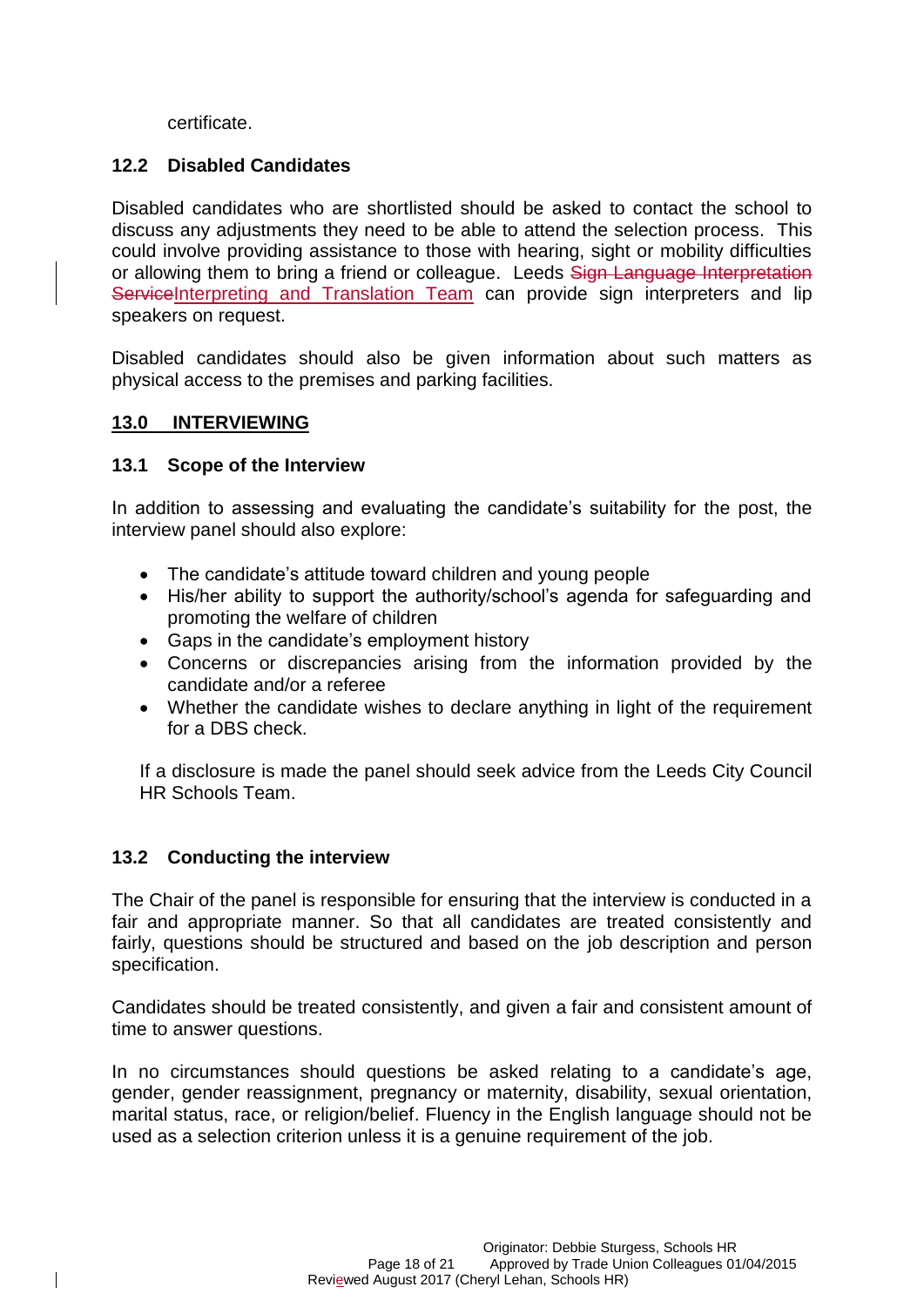certificate.

### 12.2 Disabled Candidates

Disabled candidates who are shortlisted should be asked to contact the school to discuss any adjustments they need to be able to attend the selection process. This could involve providing assistance to those with hearing, sight or mobility difficulties or allowing them to bring a friend or colleague. Leeds ~~Sign Language Interpretation Service~~Interpreting and Translation Team can provide sign interpreters and lip speakers on request.

Disabled candidates should also be given information about such matters as physical access to the premises and parking facilities.

## 13.0 INTERVIEWING

### 13.1 Scope of the Interview

In addition to assessing and evaluating the candidate's suitability for the post, the interview panel should also explore:

- The candidate's attitude toward children and young people
- His/her ability to support the authority/school's agenda for safeguarding and promoting the welfare of children
- Gaps in the candidate's employment history
- Concerns or discrepancies arising from the information provided by the candidate and/or a referee
- Whether the candidate wishes to declare anything in light of the requirement for a DBS check.

If a disclosure is made the panel should seek advice from the Leeds City Council HR Schools Team.

### 13.2 Conducting the interview

The Chair of the panel is responsible for ensuring that the interview is conducted in a fair and appropriate manner. So that all candidates are treated consistently and fairly, questions should be structured and based on the job description and person specification.

Candidates should be treated consistently, and given a fair and consistent amount of time to answer questions.

In no circumstances should questions be asked relating to a candidate's age, gender, gender reassignment, pregnancy or maternity, disability, sexual orientation, marital status, race, or religion/belief. Fluency in the English language should not be used as a selection criterion unless it is a genuine requirement of the job.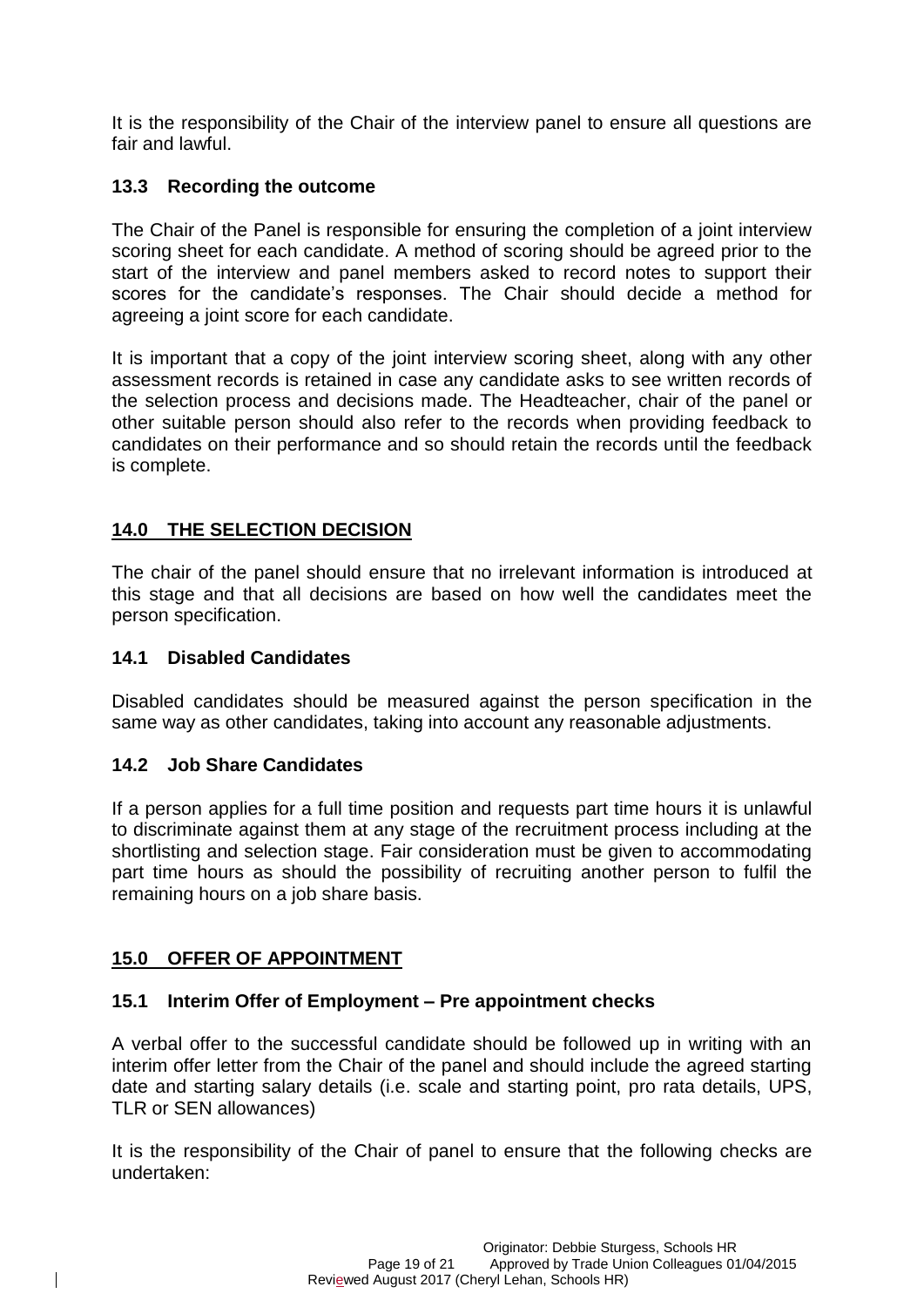It is the responsibility of the Chair of the interview panel to ensure all questions are fair and lawful.

### 13.3 Recording the outcome

The Chair of the Panel is responsible for ensuring the completion of a joint interview scoring sheet for each candidate. A method of scoring should be agreed prior to the start of the interview and panel members asked to record notes to support their scores for the candidate's responses. The Chair should decide a method for agreeing a joint score for each candidate.

It is important that a copy of the joint interview scoring sheet, along with any other assessment records is retained in case any candidate asks to see written records of the selection process and decisions made. The Headteacher, chair of the panel or other suitable person should also refer to the records when providing feedback to candidates on their performance and so should retain the records until the feedback is complete.

## 14.0 THE SELECTION DECISION

The chair of the panel should ensure that no irrelevant information is introduced at this stage and that all decisions are based on how well the candidates meet the person specification.

### 14.1 Disabled Candidates

Disabled candidates should be measured against the person specification in the same way as other candidates, taking into account any reasonable adjustments.

### 14.2 Job Share Candidates

If a person applies for a full time position and requests part time hours it is unlawful to discriminate against them at any stage of the recruitment process including at the shortlisting and selection stage. Fair consideration must be given to accommodating part time hours as should the possibility of recruiting another person to fulfil the remaining hours on a job share basis.

## 15.0 OFFER OF APPOINTMENT

### 15.1 Interim Offer of Employment – Pre appointment checks

A verbal offer to the successful candidate should be followed up in writing with an interim offer letter from the Chair of the panel and should include the agreed starting date and starting salary details (i.e. scale and starting point, pro rata details, UPS, TLR or SEN allowances)

It is the responsibility of the Chair of panel to ensure that the following checks are undertaken: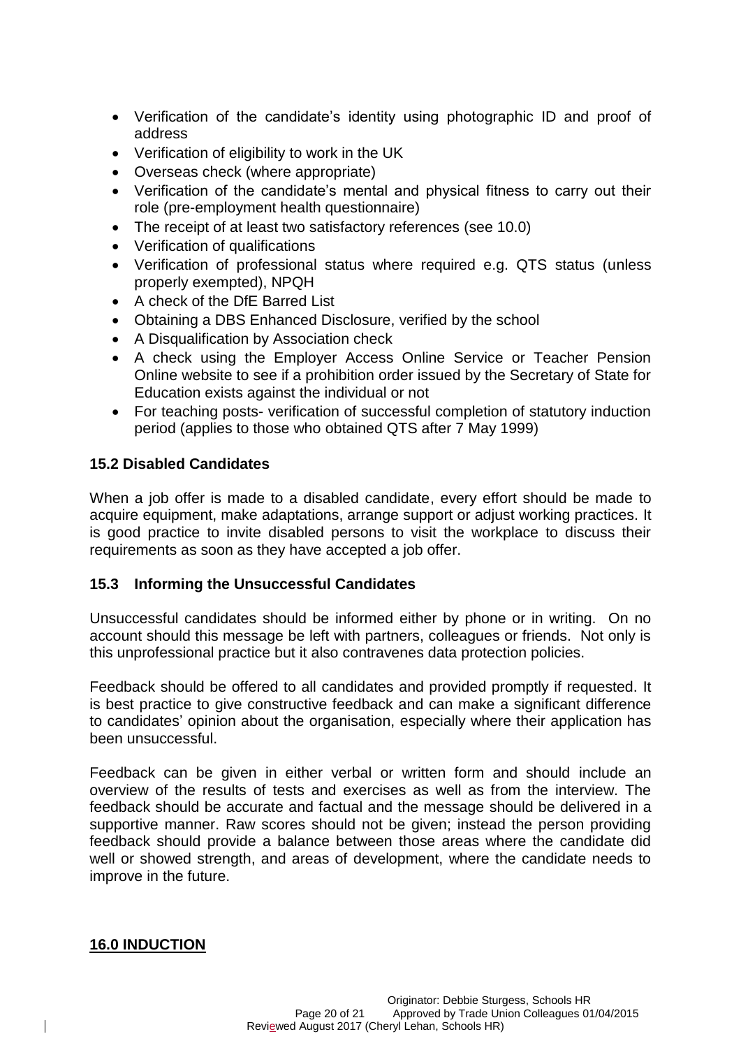- Verification of the candidate's identity using photographic ID and proof of address
- Verification of eligibility to work in the UK
- Overseas check (where appropriate)
- Verification of the candidate's mental and physical fitness to carry out their role (pre-employment health questionnaire)
- The receipt of at least two satisfactory references (see 10.0)
- Verification of qualifications
- Verification of professional status where required e.g. QTS status (unless properly exempted), NPQH
- A check of the DfE Barred List
- Obtaining a DBS Enhanced Disclosure, verified by the school
- A Disqualification by Association check
- A check using the Employer Access Online Service or Teacher Pension Online website to see if a prohibition order issued by the Secretary of State for Education exists against the individual or not
- For teaching posts- verification of successful completion of statutory induction period (applies to those who obtained QTS after 7 May 1999)

### 15.2 Disabled Candidates

When a job offer is made to a disabled candidate, every effort should be made to acquire equipment, make adaptations, arrange support or adjust working practices. It is good practice to invite disabled persons to visit the workplace to discuss their requirements as soon as they have accepted a job offer.

### 15.3 Informing the Unsuccessful Candidates

Unsuccessful candidates should be informed either by phone or in writing. On no account should this message be left with partners, colleagues or friends. Not only is this unprofessional practice but it also contravenes data protection policies.

Feedback should be offered to all candidates and provided promptly if requested. It is best practice to give constructive feedback and can make a significant difference to candidates' opinion about the organisation, especially where their application has been unsuccessful.

Feedback can be given in either verbal or written form and should include an overview of the results of tests and exercises as well as from the interview. The feedback should be accurate and factual and the message should be delivered in a supportive manner. Raw scores should not be given; instead the person providing feedback should provide a balance between those areas where the candidate did well or showed strength, and areas of development, where the candidate needs to improve in the future.

## 16.0 INDUCTION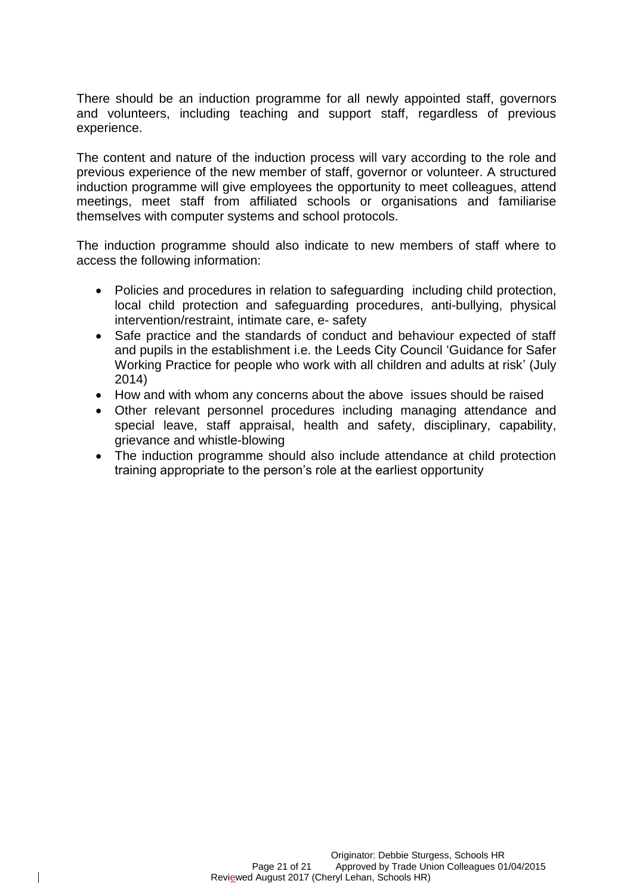There should be an induction programme for all newly appointed staff, governors and volunteers, including teaching and support staff, regardless of previous experience.

The content and nature of the induction process will vary according to the role and previous experience of the new member of staff, governor or volunteer. A structured induction programme will give employees the opportunity to meet colleagues, attend meetings, meet staff from affiliated schools or organisations and familiarise themselves with computer systems and school protocols.

The induction programme should also indicate to new members of staff where to access the following information:

- Policies and procedures in relation to safeguarding including child protection, local child protection and safeguarding procedures, anti-bullying, physical intervention/restraint, intimate care, e- safety
- Safe practice and the standards of conduct and behaviour expected of staff and pupils in the establishment i.e. the Leeds City Council 'Guidance for Safer Working Practice for people who work with all children and adults at risk' (July 2014)
- How and with whom any concerns about the above issues should be raised
- Other relevant personnel procedures including managing attendance and special leave, staff appraisal, health and safety, disciplinary, capability, grievance and whistle-blowing
- The induction programme should also include attendance at child protection training appropriate to the person's role at the earliest opportunity